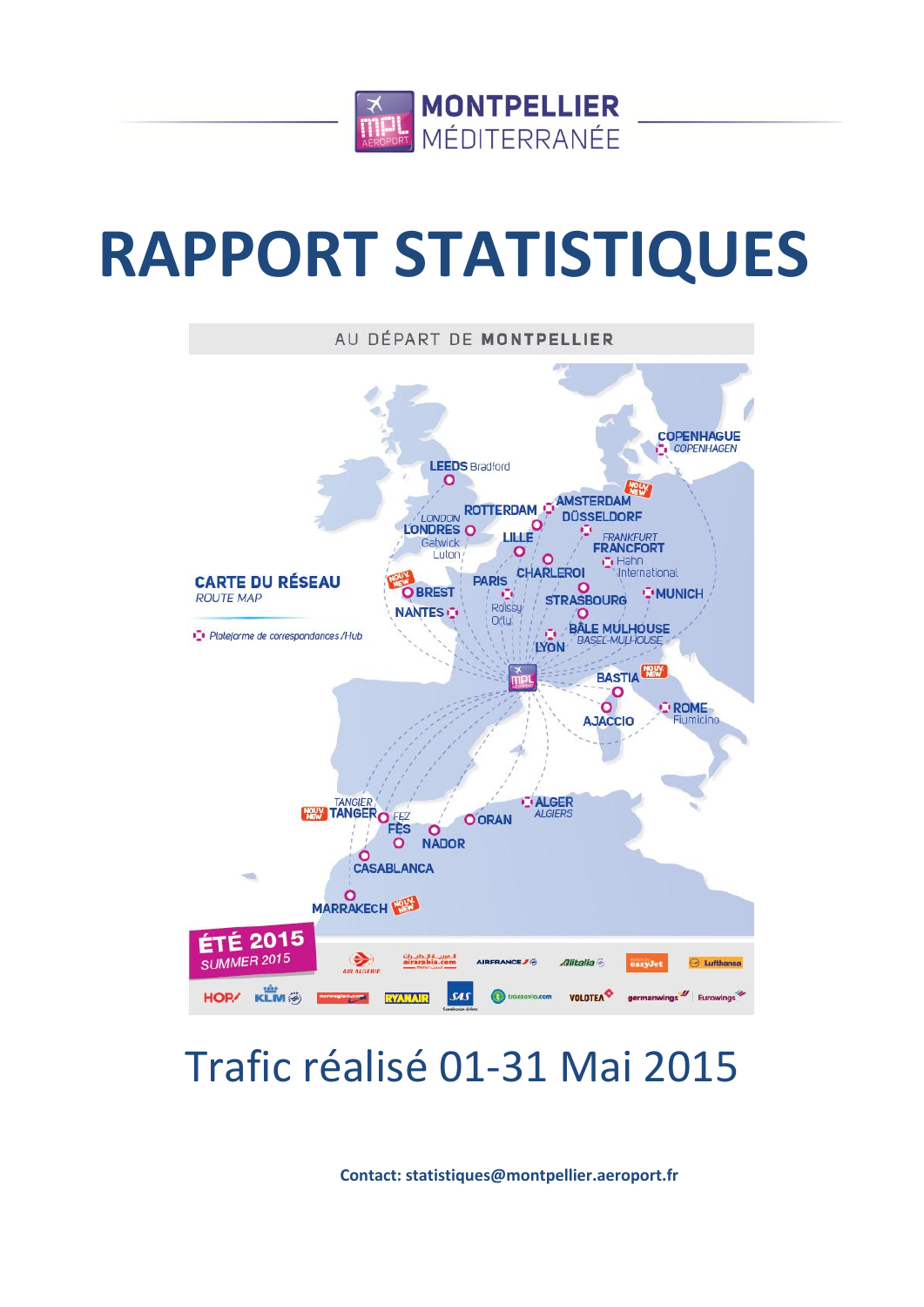MONTPELLIER MÉDITERRANÉE

# RAPPORT STATISTIQUES

AU DÉPART DE MONTPELLIER

CARTE DU RÉSEAU
*ROUTE MAP*

*Plateforme de correspondances /Hub*

LEEDS Bradford
LONDRES *LONDON* Gatwick Luton
ROTTERDAM
AMSTERDAM
DÜSSELDORF
COPENHAGUE *COPENHAGEN*
LILLE
FRANCFORT *FRANKFURT* Hahn International
BREST
NANTES
PARIS Roissy Orly
CHARLEROI
STRASBOURG
MUNICH
BÂLE MULHOUSE *BASEL-MULHOUSE*
LYON
BASTIA
AJACCIO
ROME Fiumicino
ALGER *ALGIERS*
TANGER *TANGIER*
FÈS *FEZ*
ORAN
NADOR
CASABLANCA
MARRAKECH

ÉTÉ 2015
*SUMMER 2015*

# Trafic réalisé 01-31 Mai 2015

**Contact: statistiques@montpellier.aeroport.fr**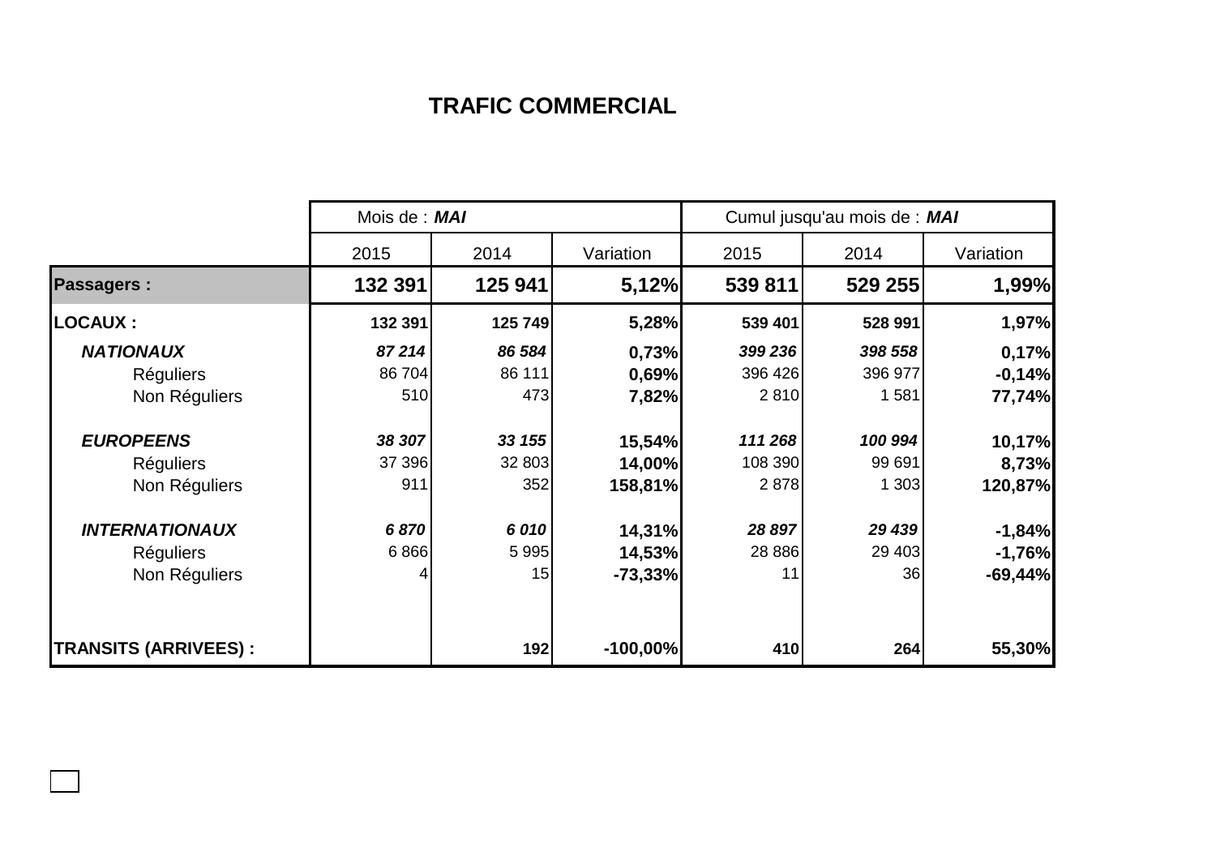# TRAFIC COMMERCIAL

| | Mois de : ***MAI*** | | | Cumul jusqu'au mois de : ***MAI*** | | |
|---|---|---|---|---|---|---|
| | 2015 | 2014 | Variation | 2015 | 2014 | Variation |
| **Passagers :** | **132 391** | **125 941** | **5,12%** | **539 811** | **529 255** | **1,99%** |
| **LOCAUX :** | **132 391** | **125 749** | **5,28%** | **539 401** | **528 991** | **1,97%** |
| ***NATIONAUX*** | ***87 214*** | ***86 584*** | **0,73%** | ***399 236*** | ***398 558*** | **0,17%** |
| Réguliers | 86 704 | 86 111 | **0,69%** | 396 426 | 396 977 | **-0,14%** |
| Non Réguliers | 510 | 473 | **7,82%** | 2 810 | 1 581 | **77,74%** |
| ***EUROPEENS*** | ***38 307*** | ***33 155*** | **15,54%** | ***111 268*** | ***100 994*** | **10,17%** |
| Réguliers | 37 396 | 32 803 | **14,00%** | 108 390 | 99 691 | **8,73%** |
| Non Réguliers | 911 | 352 | **158,81%** | 2 878 | 1 303 | **120,87%** |
| ***INTERNATIONAUX*** | ***6 870*** | ***6 010*** | **14,31%** | ***28 897*** | ***29 439*** | **-1,84%** |
| Réguliers | 6 866 | 5 995 | **14,53%** | 28 886 | 29 403 | **-1,76%** |
| Non Réguliers | 4 | 15 | **-73,33%** | 11 | 36 | **-69,44%** |
| **TRANSITS (ARRIVEES) :** | | **192** | **-100,00%** | **410** | **264** | **55,30%** |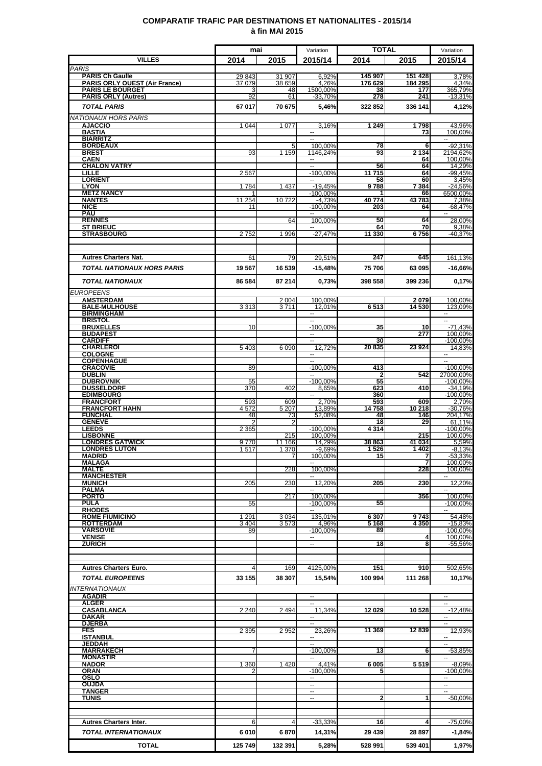# COMPARATIF TRAFIC PAR DESTINATIONS ET NATIONALITES - 2015/14
## à fin MAI 2015

| | mai | | Variation | TOTAL | | Variation |
|---|---|---|---|---|---|---|
| **VILLES** | **2014** | **2015** | **2015/14** | **2014** | **2015** | **2015/14** |
| *PARIS* | | | | | | |
| **PARIS Ch Gaulle** | 29 843 | 31 907 | 6,92% | 145 907 | 151 428 | 3,78% |
| **PARIS ORLY OUEST (Air France)** | 37 079 | 38 659 | 4,26% | 176 629 | 184 295 | 4,34% |
| **PARIS LE BOURGET** | 3 | 48 | 1500,00% | 38 | 177 | 365,79% |
| **PARIS ORLY (Autres)** | 92 | 61 | -33,70% | 278 | 241 | -13,31% |
| ***TOTAL PARIS*** | **67 017** | **70 675** | **5,46%** | **322 852** | **336 141** | **4,12%** |
| *NATIONAUX HORS PARIS* | | | | | | |
| **AJACCIO** | 1 044 | 1 077 | 3,16% | 1 249 | 1 798 | 43,96% |
| **BASTIA** | | | -- | | 73 | 100,00% |
| **BIARRITZ** | | | -- | | | -- |
| **BORDEAUX** | | 5 | 100,00% | 78 | 6 | -92,31% |
| **BREST** | 93 | 1 159 | 1146,24% | 93 | 2 134 | 2194,62% |
| **CAEN** | | | -- | | 64 | 100,00% |
| **CHALON VATRY** | | | -- | 56 | 64 | 14,29% |
| **LILLE** | 2 567 | | -100,00% | 11 715 | 64 | -99,45% |
| **LORIENT** | | | -- | 58 | 60 | 3,45% |
| **LYON** | 1 784 | 1 437 | -19,45% | 9 788 | 7 384 | -24,56% |
| **METZ NANCY** | 1 | | -100,00% | 1 | 66 | 6500,00% |
| **NANTES** | 11 254 | 10 722 | -4,73% | 40 774 | 43 783 | 7,38% |
| **NICE** | 11 | | -100,00% | 203 | 64 | -68,47% |
| **PAU** | | | -- | | | -- |
| **RENNES** | | 64 | 100,00% | 50 | 64 | 28,00% |
| **ST BRIEUC** | | | -- | 64 | 70 | 9,38% |
| **STRASBOURG** | 2 752 | 1 996 | -27,47% | 11 330 | 6 756 | -40,37% |
| **Autres Charters Nat.** | 61 | 79 | 29,51% | 247 | 645 | 161,13% |
| ***TOTAL NATIONAUX HORS PARIS*** | **19 567** | **16 539** | **-15,48%** | **75 706** | **63 095** | **-16,66%** |
| ***TOTAL NATIONAUX*** | **86 584** | **87 214** | **0,73%** | **398 558** | **399 236** | **0,17%** |
| *EUROPEENS* | | | | | | |
| **AMSTERDAM** | | 2 004 | 100,00% | | 2 079 | 100,00% |
| **BALE-MULHOUSE** | 3 313 | 3 711 | 12,01% | 6 513 | 14 530 | 123,09% |
| **BIRMINGHAM** | | | -- | | | -- |
| **BRISTOL** | | | -- | | | -- |
| **BRUXELLES** | 10 | | -100,00% | 35 | 10 | -71,43% |
| **BUDAPEST** | | | -- | | 277 | 100,00% |
| **CARDIFF** | | | -- | 30 | | -100,00% |
| **CHARLEROI** | 5 403 | 6 090 | 12,72% | 20 835 | 23 924 | 14,83% |
| **COLOGNE** | | | -- | | | -- |
| **COPENHAGUE** | | | -- | | | -- |
| **CRACOVIE** | 89 | | -100,00% | 413 | | -100,00% |
| **DUBLIN** | | | -- | 2 | 542 | 27000,00% |
| **DUBROVNIK** | 55 | | -100,00% | 55 | | -100,00% |
| **DUSSELDORF** | 370 | 402 | 8,65% | 623 | 410 | -34,19% |
| **EDIMBOURG** | | | -- | 360 | | -100,00% |
| **FRANCFORT** | 593 | 609 | 2,70% | 593 | 609 | 2,70% |
| **FRANCFORT HAHN** | 4 572 | 5 207 | 13,89% | 14 758 | 10 218 | -30,76% |
| **FUNCHAL** | 48 | 73 | 52,08% | 48 | 146 | 204,17% |
| **GENEVE** | 2 | 2 | | 18 | 29 | 61,11% |
| **LEEDS** | 2 365 | | -100,00% | 4 314 | | -100,00% |
| **LISBONNE** | | 215 | 100,00% | | 215 | 100,00% |
| **LONDRES GATWICK** | 9 770 | 11 166 | 14,29% | 38 863 | 41 034 | 5,59% |
| **LONDRES LUTON** | 1 517 | 1 370 | -9,69% | 1 526 | 1 402 | -8,13% |
| **MADRID** | | 7 | 100,00% | 15 | 7 | -53,33% |
| **MALAGA** | | | -- | | 7 | 100,00% |
| **MALTE** | | 228 | 100,00% | | 228 | 100,00% |
| **MANCHESTER** | | | -- | | | -- |
| **MUNICH** | 205 | 230 | 12,20% | 205 | 230 | 12,20% |
| **PALMA** | | | -- | | | -- |
| **PORTO** | | 217 | 100,00% | | 356 | 100,00% |
| **PULA** | 55 | | -100,00% | 55 | | -100,00% |
| **RHODES** | | | -- | | | -- |
| **ROME FIUMICINO** | 1 291 | 3 034 | 135,01% | 6 307 | 9 743 | 54,48% |
| **ROTTERDAM** | 3 404 | 3 573 | 4,96% | 5 168 | 4 350 | -15,83% |
| **VARSOVIE** | 89 | | -100,00% | 89 | | -100,00% |
| **VENISE** | | | -- | | 4 | 100,00% |
| **ZURICH** | | | -- | 18 | 8 | -55,56% |
| **Autres Charters Euro.** | 4 | 169 | 4125,00% | 151 | 910 | 502,65% |
| ***TOTAL EUROPEENS*** | **33 155** | **38 307** | **15,54%** | **100 994** | **111 268** | **10,17%** |
| *INTERNATIONAUX* | | | | | | |
| **AGADIR** | | | -- | | | -- |
| **ALGER** | | | -- | | | -- |
| **CASABLANCA** | 2 240 | 2 494 | 11,34% | 12 029 | 10 528 | -12,48% |
| **DAKAR** | | | -- | | | -- |
| **DJERBA** | | | -- | | | -- |
| **FES** | 2 395 | 2 952 | 23,26% | 11 369 | 12 839 | 12,93% |
| **ISTANBUL** | | | -- | | | -- |
| **JEDDAH** | | | -- | | | -- |
| **MARRAKECH** | 7 | | -100,00% | 13 | 6 | -53,85% |
| **MONASTIR** | | | -- | | | -- |
| **NADOR** | 1 360 | 1 420 | 4,41% | 6 005 | 5 519 | -8,09% |
| **ORAN** | 2 | | -100,00% | 5 | | -100,00% |
| **OSLO** | | | -- | | | -- |
| **OUJDA** | | | -- | | | -- |
| **TANGER** | | | -- | | | -- |
| **TUNIS** | | | -- | 2 | 1 | -50,00% |
| **Autres Charters Inter.** | 6 | 4 | -33,33% | 16 | 4 | -75,00% |
| ***TOTAL INTERNATIONAUX*** | **6 010** | **6 870** | **14,31%** | **29 439** | **28 897** | **-1,84%** |
| **TOTAL** | **125 749** | **132 391** | **5,28%** | **528 991** | **539 401** | **1,97%** |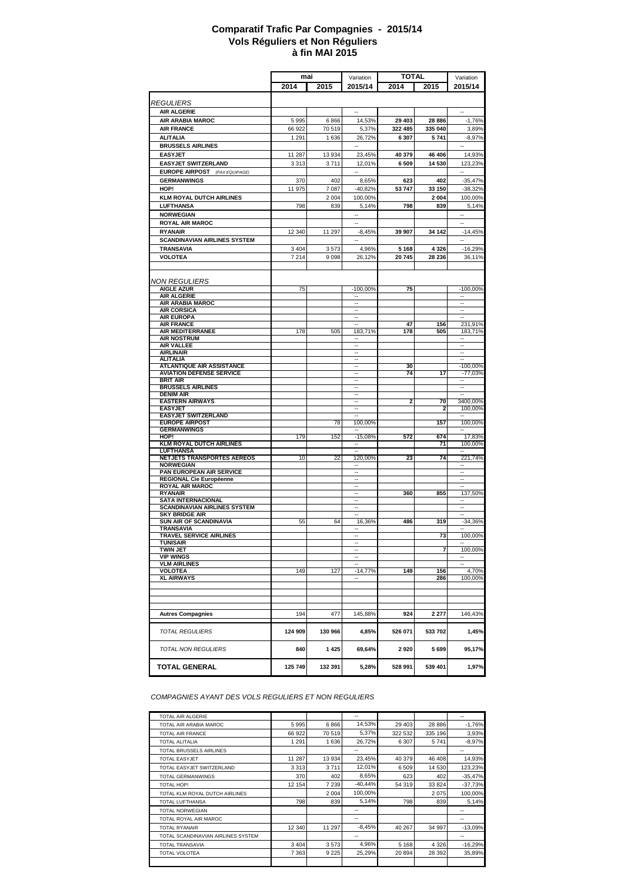# Comparatif Trafic Par Compagnies - 2015/14
## Vols Réguliers et Non Réguliers
## à fin MAI 2015

| | mai | | Variation | TOTAL | | Variation |
|---|---|---|---|---|---|---|
| | 2014 | 2015 | 2015/14 | 2014 | 2015 | 2015/14 |
| *REGULIERS* | | | | | | |
| **AIR ALGERIE** | | | -- | | | -- |
| **AIR ARABIA MAROC** | 5 995 | 6 866 | 14,53% | 29 403 | 28 886 | -1,76% |
| **AIR FRANCE** | 66 922 | 70 519 | 5,37% | 322 485 | 335 040 | 3,89% |
| **ALITALIA** | 1 291 | 1 636 | 26,72% | 6 307 | 5 741 | -8,97% |
| **BRUSSELS AIRLINES** | | | -- | | | -- |
| **EASYJET** | 11 287 | 13 934 | 23,45% | 40 379 | 46 406 | 14,93% |
| **EASYJET SWITZERLAND** | 3 313 | 3 711 | 12,01% | 6 509 | 14 530 | 123,23% |
| **EUROPE AIRPOST** *(PAX EQUIPAGE)* | | | -- | | | -- |
| **GERMANWINGS** | 370 | 402 | 8,65% | 623 | 402 | -35,47% |
| **HOP!** | 11 975 | 7 087 | -40,82% | 53 747 | 33 150 | -38,32% |
| **KLM ROYAL DUTCH AIRLINES** | | 2 004 | 100,00% | | 2 004 | 100,00% |
| **LUFTHANSA** | 798 | 839 | 5,14% | 798 | 839 | 5,14% |
| **NORWEGIAN** | | | -- | | | -- |
| **ROYAL AIR MAROC** | | | -- | | | -- |
| **RYANAIR** | 12 340 | 11 297 | -8,45% | 39 907 | 34 142 | -14,45% |
| **SCANDINAVIAN AIRLINES SYSTEM** | | | -- | | | -- |
| **TRANSAVIA** | 3 404 | 3 573 | 4,96% | 5 168 | 4 326 | -16,29% |
| **VOLOTEA** | 7 214 | 9 098 | 26,12% | 20 745 | 28 236 | 36,11% |
| *NON REGULIERS* | | | | | | |
| **AIGLE AZUR** | 75 | | -100,00% | 75 | | -100,00% |
| **AIR ALGERIE** | | | -- | | | -- |
| **AIR ARABIA MAROC** | | | -- | | | -- |
| **AIR CORSICA** | | | -- | | | -- |
| **AIR EUROPA** | | | -- | | | -- |
| **AIR FRANCE** | | | -- | 47 | 156 | 231,91% |
| **AIR MEDITERRANEE** | 178 | 505 | 183,71% | 178 | 505 | 183,71% |
| **AIR NOSTRUM** | | | -- | | | -- |
| **AIR VALLEE** | | | -- | | | -- |
| **AIRLINAIR** | | | -- | | | -- |
| **ALITALIA** | | | -- | | | -- |
| **ATLANTIQUE AIR ASSISTANCE** | | | -- | 30 | | -100,00% |
| **AVIATION DEFENSE SERVICE** | | | -- | 74 | 17 | -77,03% |
| **BRIT AIR** | | | -- | | | -- |
| **BRUSSELS AIRLINES** | | | -- | | | -- |
| **DENIM AIR** | | | -- | | | -- |
| **EASTERN AIRWAYS** | | | -- | 2 | 70 | 3400,00% |
| **EASYJET** | | | -- | | 2 | 100,00% |
| **EASYJET SWITZERLAND** | | | -- | | | -- |
| **EUROPE AIRPOST** | | 78 | 100,00% | | 157 | 100,00% |
| **GERMANWINGS** | | | -- | | | -- |
| **HOP!** | 179 | 152 | -15,08% | 572 | 674 | 17,83% |
| **KLM ROYAL DUTCH AIRLINES** | | | -- | | 71 | 100,00% |
| **LUFTHANSA** | | | -- | | | -- |
| **NETJETS TRANSPORTES AEREOS** | 10 | 22 | 120,00% | 23 | 74 | 221,74% |
| **NORWEGIAN** | | | -- | | | -- |
| **PAN EUROPEAN AIR SERVICE** | | | -- | | | -- |
| **REGIONAL Cie Européenne** | | | -- | | | -- |
| **ROYAL AIR MAROC** | | | -- | | | -- |
| **RYANAIR** | | | -- | 360 | 855 | 137,50% |
| **SATA INTERNACIONAL** | | | -- | | | -- |
| **SCANDINAVIAN AIRLINES SYSTEM** | | | -- | | | -- |
| **SKY BRIDGE AIR** | | | -- | | | -- |
| **SUN AIR OF SCANDINAVIA** | 55 | 64 | 16,36% | 486 | 319 | -34,36% |
| **TRANSAVIA** | | | -- | | | -- |
| **TRAVEL SERVICE AIRLINES** | | | -- | | 73 | 100,00% |
| **TUNISAIR** | | | -- | | | -- |
| **TWIN JET** | | | -- | | 7 | 100,00% |
| **VIP WINGS** | | | -- | | | -- |
| **VLM AIRLINES** | | | -- | | | -- |
| **VOLOTEA** | 149 | 127 | -14,77% | 149 | 156 | 4,70% |
| **XL AIRWAYS** | | | -- | | 286 | 100,00% |
| **Autres Compagnies** | 194 | 477 | 145,88% | 924 | 2 277 | 146,43% |
| *TOTAL REGULIERS* | **124 909** | **130 966** | **4,85%** | **526 071** | **533 702** | **1,45%** |
| *TOTAL NON REGULIERS* | **840** | **1 425** | **69,64%** | **2 920** | **5 699** | **95,17%** |
| **TOTAL GENERAL** | **125 749** | **132 391** | **5,28%** | **528 991** | **539 401** | **1,97%** |

*COMPAGNIES AYANT DES VOLS REGULIERS ET NON REGULIERS*

| | | | | | | |
|---|---|---|---|---|---|---|
| TOTAL AIR ALGERIE | | | -- | | | -- |
| TOTAL AIR ARABIA MAROC | 5 995 | 6 866 | 14,53% | 29 403 | 28 886 | -1,76% |
| TOTAL AIR FRANCE | 66 922 | 70 519 | 5,37% | 322 532 | 335 196 | 3,93% |
| TOTAL ALITALIA | 1 291 | 1 636 | 26,72% | 6 307 | 5 741 | -8,97% |
| TOTAL BRUSSELS AIRLINES | | | -- | | | -- |
| TOTAL EASYJET | 11 287 | 13 934 | 23,45% | 40 379 | 46 408 | 14,93% |
| TOTAL EASYJET SWITZERLAND | 3 313 | 3 711 | 12,01% | 6 509 | 14 530 | 123,23% |
| TOTAL GERMANWINGS | 370 | 402 | 8,65% | 623 | 402 | -35,47% |
| TOTAL HOP! | 12 154 | 7 239 | -40,44% | 54 319 | 33 824 | -37,73% |
| TOTAL KLM ROYAL DUTCH AIRLINES | | 2 004 | 100,00% | | 2 075 | 100,00% |
| TOTAL LUFTHANSA | 798 | 839 | 5,14% | 798 | 839 | 5,14% |
| TOTAL NORWEGIAN | | | -- | | | -- |
| TOTAL ROYAL AIR MAROC | | | -- | | | -- |
| TOTAL RYANAIR | 12 340 | 11 297 | -8,45% | 40 267 | 34 997 | -13,09% |
| TOTAL SCANDINAVIAN AIRLINES SYSTEM | | | -- | | | -- |
| TOTAL TRANSAVIA | 3 404 | 3 573 | 4,96% | 5 168 | 4 326 | -16,29% |
| TOTAL VOLOTEA | 7 363 | 9 225 | 25,29% | 20 894 | 28 392 | 35,89% |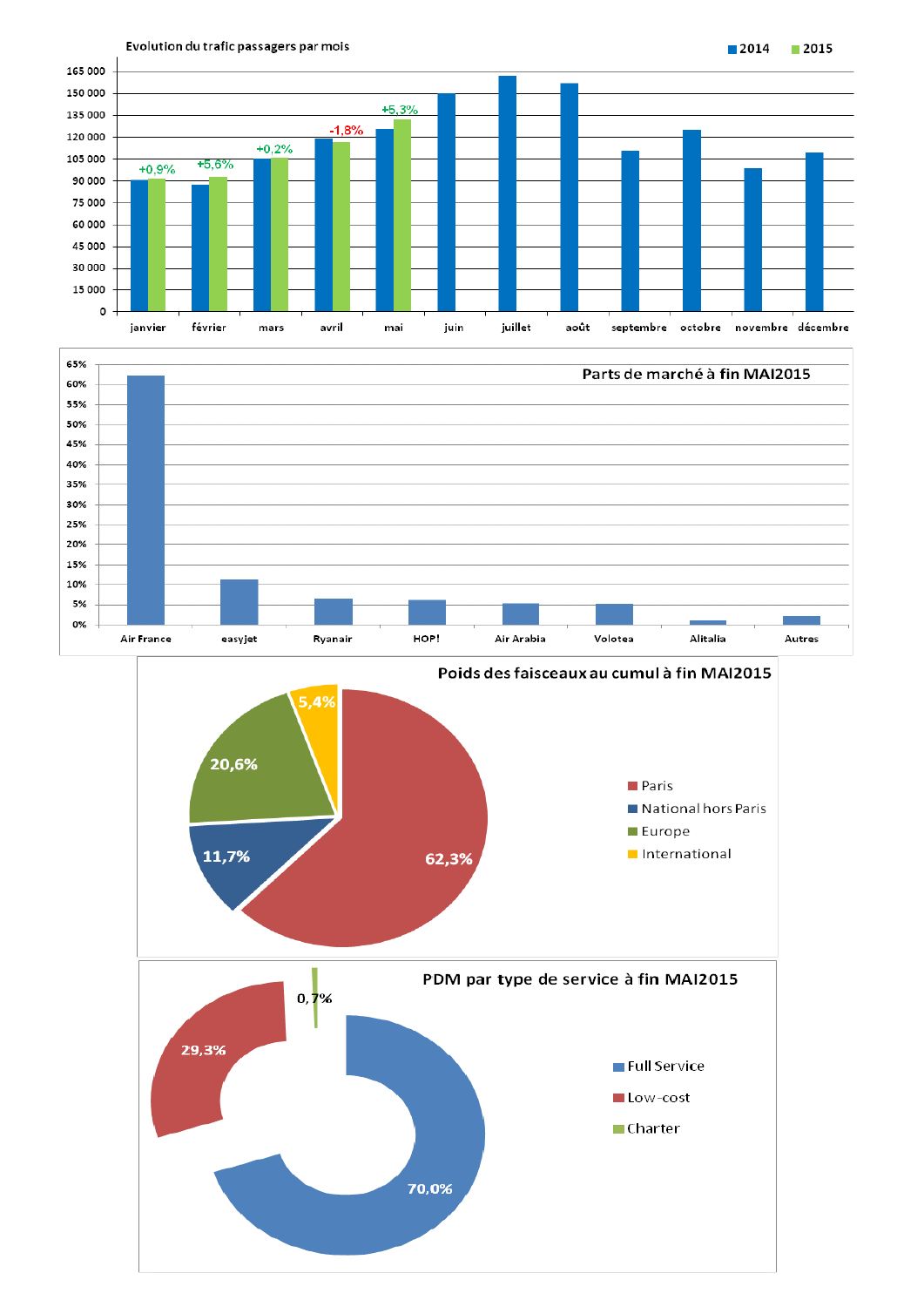Evolution du trafic passagers par mois

2014 2015

165 000
150 000
135 000
120 000
105 000
90 000
75 000
60 000
45 000
30 000
15 000
0

+0,9% +5,6% +0,2% -1,8% +5,3%

janvier février mars avril mai juin juillet août septembre octobre novembre décembre

Parts de marché à fin MAI2015

65%
60%
55%
50%
45%
40%
35%
30%
25%
20%
15%
10%
5%
0%

Air France easyjet Ryanair HOP! Air Arabia Volotea Alitalia Autres

Poids des faisceaux au cumul à fin MAI2015

5,4%
20,6%
11,7%
62,3%

Paris
National hors Paris
Europe
International

PDM par type de service à fin MAI2015

0,7%
29,3%
70,0%

Full Service
Low-cost
Charter